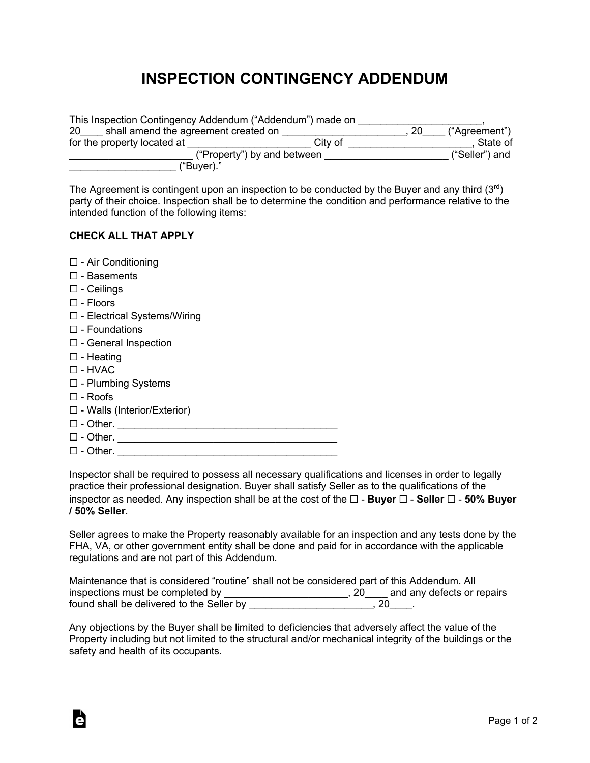# INSPECTION CONTINGENCY ADDENDUM

This Inspection Contingency Addendum ("Addendum") made on ______________________, 20____ shall amend the agreement created on ______________________, 20____ ("Agreement") for the property located at ______________________ City of ______________________, State of ______________________ ("Property") by and between ______________________ ("Seller") and ___________________ ("Buyer")."

The Agreement is contingent upon an inspection to be conducted by the Buyer and any third ($3^{rd}$) party of their choice. Inspection shall be to determine the condition and performance relative to the intended function of the following items:

**CHECK ALL THAT APPLY**

☐ - Air Conditioning
☐ - Basements
☐ - Ceilings
☐ - Floors
☐ - Electrical Systems/Wiring
☐ - Foundations
☐ - General Inspection
☐ - Heating
☐ - HVAC
☐ - Plumbing Systems
☐ - Roofs
☐ - Walls (Interior/Exterior)
☐ - Other. ________________________________________
☐ - Other. ________________________________________
☐ - Other. ________________________________________

Inspector shall be required to possess all necessary qualifications and licenses in order to legally practice their professional designation. Buyer shall satisfy Seller as to the qualifications of the inspector as needed. Any inspection shall be at the cost of the ☐ - **Buyer** ☐ - **Seller** ☐ - **50% Buyer / 50% Seller**.

Seller agrees to make the Property reasonably available for an inspection and any tests done by the FHA, VA, or other government entity shall be done and paid for in accordance with the applicable regulations and are not part of this Addendum.

Maintenance that is considered "routine" shall not be considered part of this Addendum. All inspections must be completed by ______________________, 20____ and any defects or repairs found shall be delivered to the Seller by ______________________, 20____.

Any objections by the Buyer shall be limited to deficiencies that adversely affect the value of the Property including but not limited to the structural and/or mechanical integrity of the buildings or the safety and health of its occupants.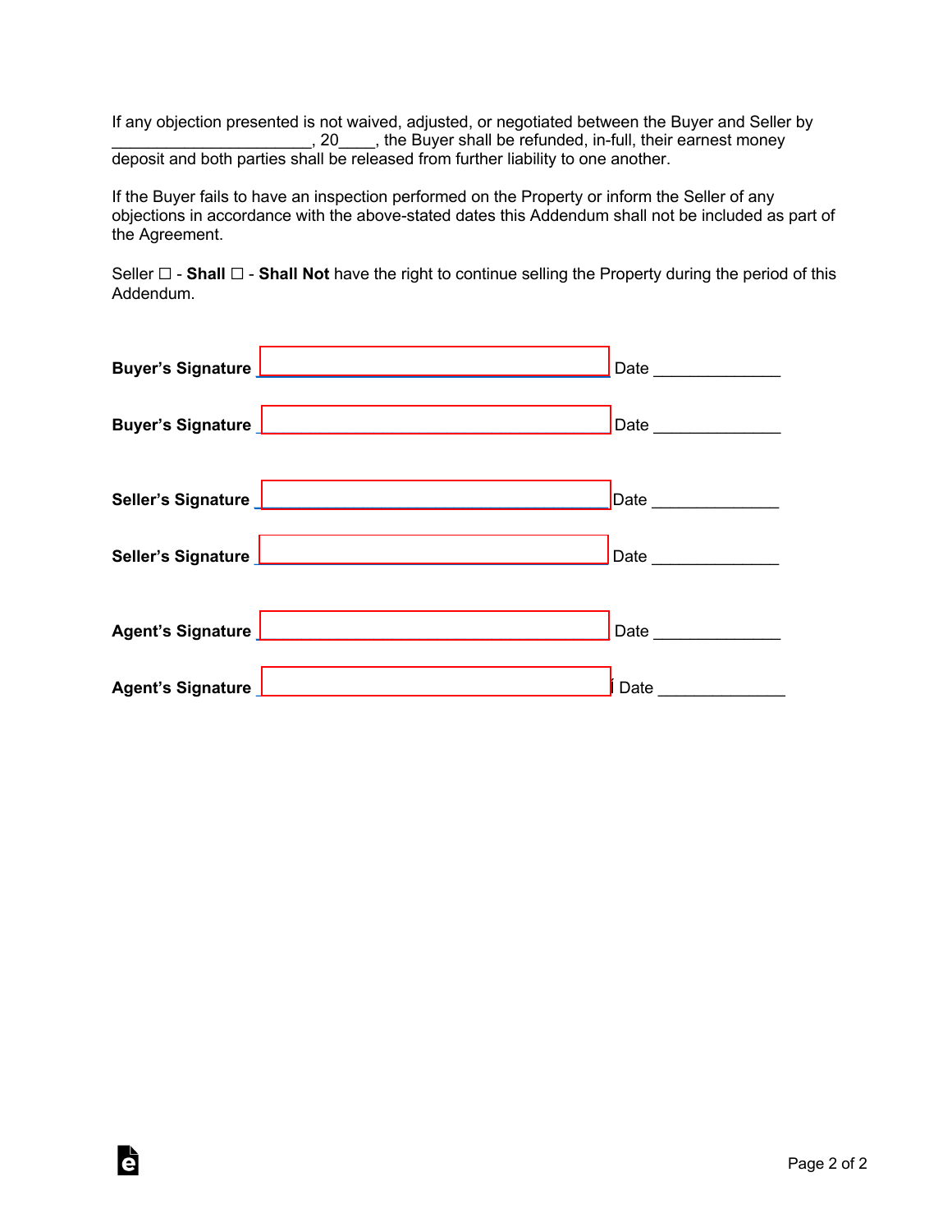If any objection presented is not waived, adjusted, or negotiated between the Buyer and Seller by ______________________, 20____, the Buyer shall be refunded, in-full, their earnest money deposit and both parties shall be released from further liability to one another.

If the Buyer fails to have an inspection performed on the Property or inform the Seller of any objections in accordance with the above-stated dates this Addendum shall not be included as part of the Agreement.

Seller ☐ - **Shall** ☐ - **Shall Not** have the right to continue selling the Property during the period of this Addendum.

**Buyer's Signature** ______________________________ Date ______________

**Buyer's Signature** ______________________________ Date ______________

**Seller's Signature** ______________________________ Date ______________

**Seller's Signature** ______________________________ Date ______________

**Agent's Signature** ______________________________ Date ______________

**Agent's Signature** ______________________________ Date ______________